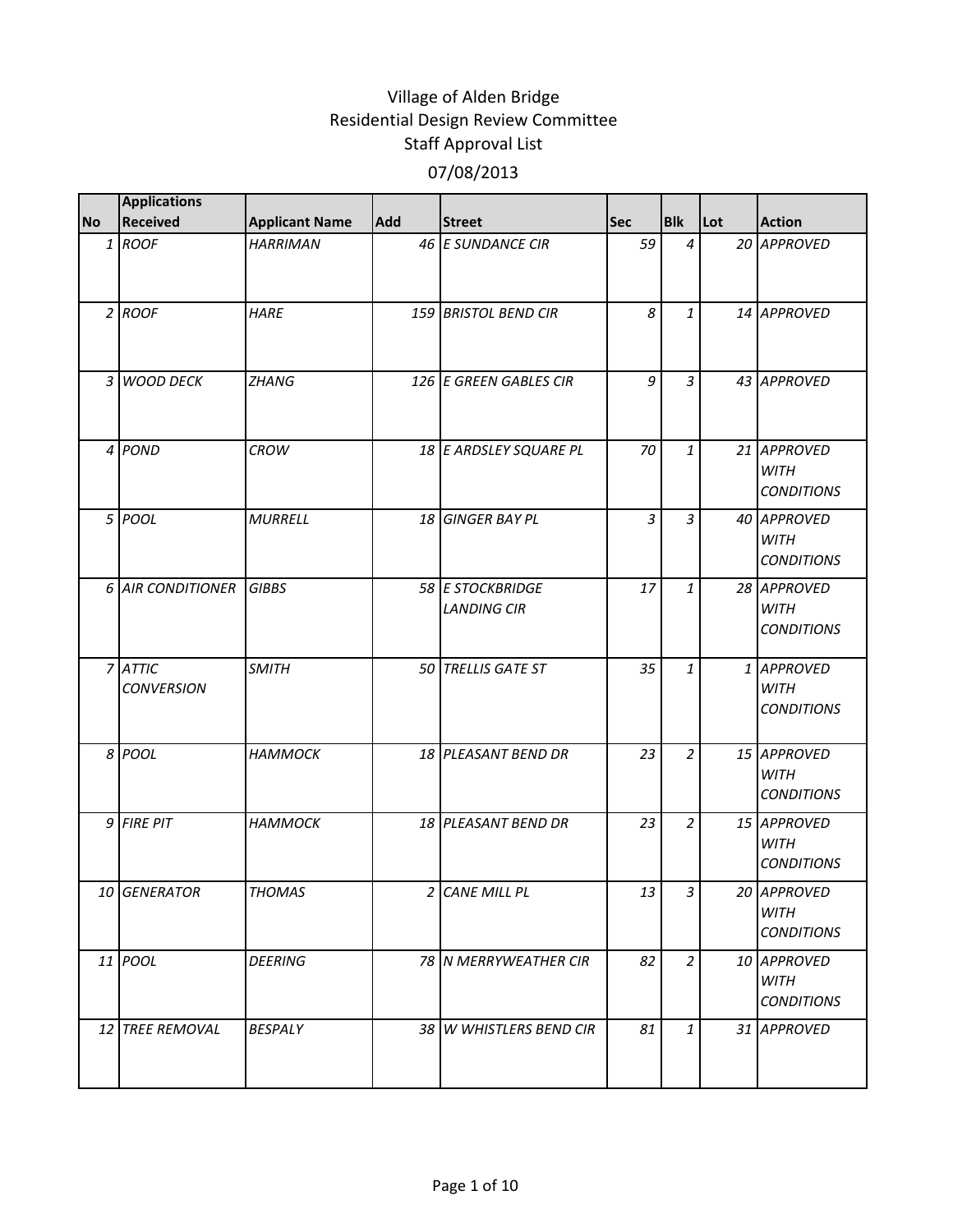# Village of Alden Bridge
## Residential Design Review Committee
## Staff Approval List
## 07/08/2013

| No | Applications Received | Applicant Name | Add | Street | Sec | Blk | Lot | Action |
|---|---|---|---|---|---|---|---|---|
| 1 | ROOF | HARRIMAN | 46 | E SUNDANCE CIR | 59 | 4 | 20 | APPROVED |
| 2 | ROOF | HARE | 159 | BRISTOL BEND CIR | 8 | 1 | 14 | APPROVED |
| 3 | WOOD DECK | ZHANG | 126 | E GREEN GABLES CIR | 9 | 3 | 43 | APPROVED |
| 4 | POND | CROW | 18 | E ARDSLEY SQUARE PL | 70 | 1 | 21 | APPROVED WITH CONDITIONS |
| 5 | POOL | MURRELL | 18 | GINGER BAY PL | 3 | 3 | 40 | APPROVED WITH CONDITIONS |
| 6 | AIR CONDITIONER | GIBBS | 58 | E STOCKBRIDGE LANDING CIR | 17 | 1 | 28 | APPROVED WITH CONDITIONS |
| 7 | ATTIC CONVERSION | SMITH | 50 | TRELLIS GATE ST | 35 | 1 | 1 | APPROVED WITH CONDITIONS |
| 8 | POOL | HAMMOCK | 18 | PLEASANT BEND DR | 23 | 2 | 15 | APPROVED WITH CONDITIONS |
| 9 | FIRE PIT | HAMMOCK | 18 | PLEASANT BEND DR | 23 | 2 | 15 | APPROVED WITH CONDITIONS |
| 10 | GENERATOR | THOMAS | 2 | CANE MILL PL | 13 | 3 | 20 | APPROVED WITH CONDITIONS |
| 11 | POOL | DEERING | 78 | N MERRYWEATHER CIR | 82 | 2 | 10 | APPROVED WITH CONDITIONS |
| 12 | TREE REMOVAL | BESPALY | 38 | W WHISTLERS BEND CIR | 81 | 1 | 31 | APPROVED |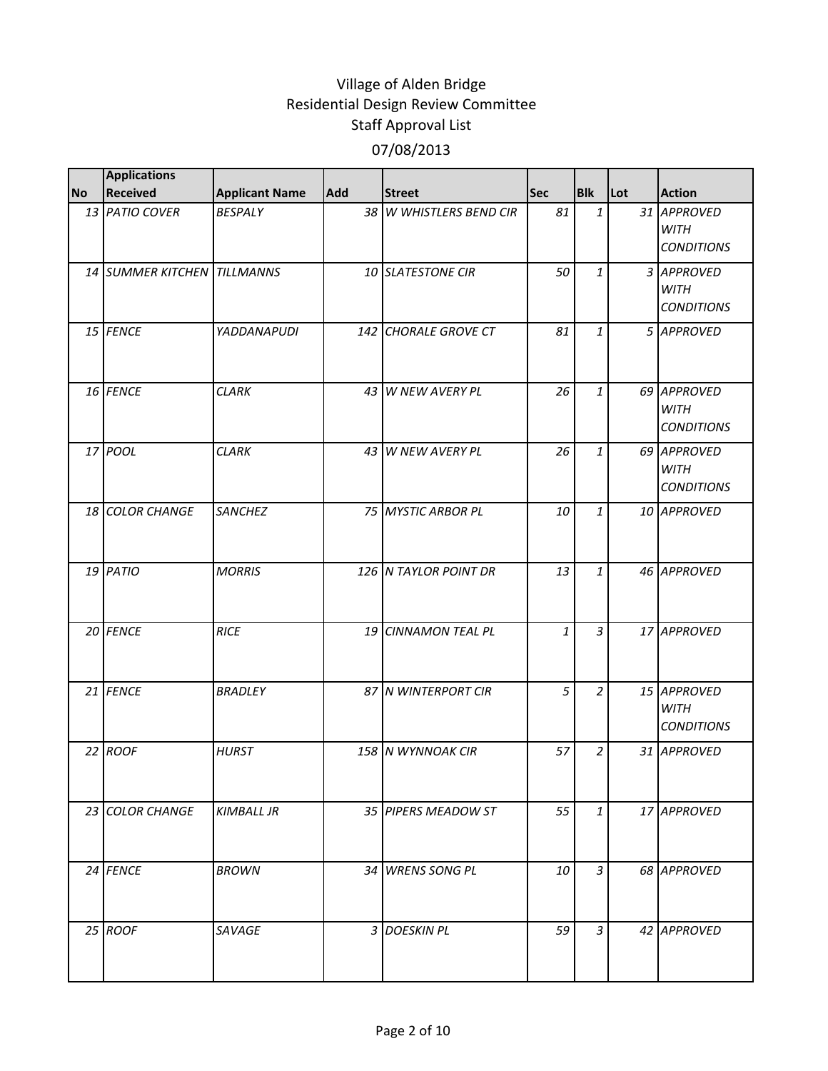# Village of Alden Bridge
## Residential Design Review Committee
### Staff Approval List
### 07/08/2013

| No | Applications Received | Applicant Name | Add | Street | Sec | Blk | Lot | Action |
|---|---|---|---|---|---|---|---|---|
| *13* | *PATIO COVER* | *BESPALY* | *38* | *W WHISTLERS BEND CIR* | *81* | *1* | *31* | *APPROVED WITH CONDITIONS* |
| *14* | *SUMMER KITCHEN* | *TILLMANNS* | *10* | *SLATESTONE CIR* | *50* | *1* | *3* | *APPROVED WITH CONDITIONS* |
| *15* | *FENCE* | *YADDANAPUDI* | *142* | *CHORALE GROVE CT* | *81* | *1* | *5* | *APPROVED* |
| *16* | *FENCE* | *CLARK* | *43* | *W NEW AVERY PL* | *26* | *1* | *69* | *APPROVED WITH CONDITIONS* |
| *17* | *POOL* | *CLARK* | *43* | *W NEW AVERY PL* | *26* | *1* | *69* | *APPROVED WITH CONDITIONS* |
| *18* | *COLOR CHANGE* | *SANCHEZ* | *75* | *MYSTIC ARBOR PL* | *10* | *1* | *10* | *APPROVED* |
| *19* | *PATIO* | *MORRIS* | *126* | *N TAYLOR POINT DR* | *13* | *1* | *46* | *APPROVED* |
| *20* | *FENCE* | *RICE* | *19* | *CINNAMON TEAL PL* | *1* | *3* | *17* | *APPROVED* |
| *21* | *FENCE* | *BRADLEY* | *87* | *N WINTERPORT CIR* | *5* | *2* | *15* | *APPROVED WITH CONDITIONS* |
| *22* | *ROOF* | *HURST* | *158* | *N WYNNOAK CIR* | *57* | *2* | *31* | *APPROVED* |
| *23* | *COLOR CHANGE* | *KIMBALL JR* | *35* | *PIPERS MEADOW ST* | *55* | *1* | *17* | *APPROVED* |
| *24* | *FENCE* | *BROWN* | *34* | *WRENS SONG PL* | *10* | *3* | *68* | *APPROVED* |
| *25* | *ROOF* | *SAVAGE* | *3* | *DOESKIN PL* | *59* | *3* | *42* | *APPROVED* |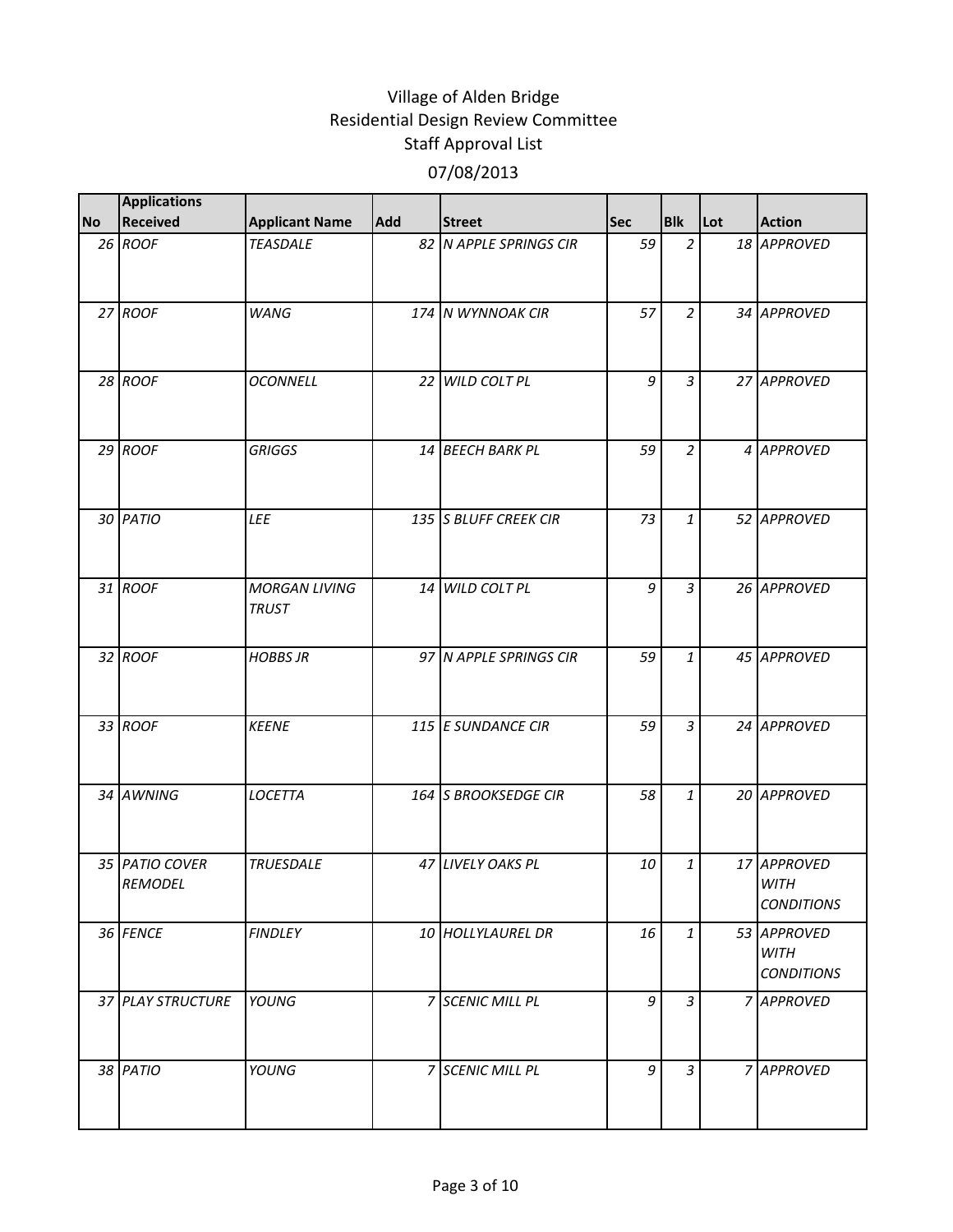# Village of Alden Bridge
## Residential Design Review Committee
## Staff Approval List
### 07/08/2013

| No | Applications Received | Applicant Name | Add | Street | Sec | Blk | Lot | Action |
|---|---|---|---|---|---|---|---|---|
| 26 | ROOF | TEASDALE | 82 | N APPLE SPRINGS CIR | 59 | 2 | 18 | APPROVED |
| 27 | ROOF | WANG | 174 | N WYNNOAK CIR | 57 | 2 | 34 | APPROVED |
| 28 | ROOF | OCONNELL | 22 | WILD COLT PL | 9 | 3 | 27 | APPROVED |
| 29 | ROOF | GRIGGS | 14 | BEECH BARK PL | 59 | 2 | 4 | APPROVED |
| 30 | PATIO | LEE | 135 | S BLUFF CREEK CIR | 73 | 1 | 52 | APPROVED |
| 31 | ROOF | MORGAN LIVING TRUST | 14 | WILD COLT PL | 9 | 3 | 26 | APPROVED |
| 32 | ROOF | HOBBS JR | 97 | N APPLE SPRINGS CIR | 59 | 1 | 45 | APPROVED |
| 33 | ROOF | KEENE | 115 | E SUNDANCE CIR | 59 | 3 | 24 | APPROVED |
| 34 | AWNING | LOCETTA | 164 | S BROOKSEDGE CIR | 58 | 1 | 20 | APPROVED |
| 35 | PATIO COVER REMODEL | TRUESDALE | 47 | LIVELY OAKS PL | 10 | 1 | 17 | APPROVED WITH CONDITIONS |
| 36 | FENCE | FINDLEY | 10 | HOLLYLAUREL DR | 16 | 1 | 53 | APPROVED WITH CONDITIONS |
| 37 | PLAY STRUCTURE | YOUNG | 7 | SCENIC MILL PL | 9 | 3 | 7 | APPROVED |
| 38 | PATIO | YOUNG | 7 | SCENIC MILL PL | 9 | 3 | 7 | APPROVED |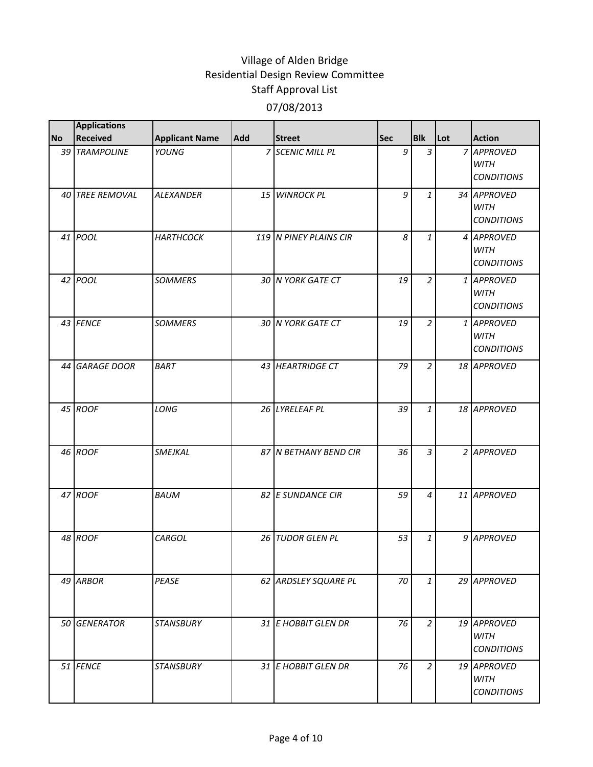# Village of Alden Bridge
## Residential Design Review Committee
## Staff Approval List
### 07/08/2013

| No | Applications Received | Applicant Name | Add | Street | Sec | Blk | Lot | Action |
|---|---|---|---|---|---|---|---|---|
| 39 | TRAMPOLINE | YOUNG | 7 | SCENIC MILL PL | 9 | 3 | 7 | APPROVED WITH CONDITIONS |
| 40 | TREE REMOVAL | ALEXANDER | 15 | WINROCK PL | 9 | 1 | 34 | APPROVED WITH CONDITIONS |
| 41 | POOL | HARTHCOCK | 119 | N PINEY PLAINS CIR | 8 | 1 | 4 | APPROVED WITH CONDITIONS |
| 42 | POOL | SOMMERS | 30 | N YORK GATE CT | 19 | 2 | 1 | APPROVED WITH CONDITIONS |
| 43 | FENCE | SOMMERS | 30 | N YORK GATE CT | 19 | 2 | 1 | APPROVED WITH CONDITIONS |
| 44 | GARAGE DOOR | BART | 43 | HEARTRIDGE CT | 79 | 2 | 18 | APPROVED |
| 45 | ROOF | LONG | 26 | LYRELEAF PL | 39 | 1 | 18 | APPROVED |
| 46 | ROOF | SMEJKAL | 87 | N BETHANY BEND CIR | 36 | 3 | 2 | APPROVED |
| 47 | ROOF | BAUM | 82 | E SUNDANCE CIR | 59 | 4 | 11 | APPROVED |
| 48 | ROOF | CARGOL | 26 | TUDOR GLEN PL | 53 | 1 | 9 | APPROVED |
| 49 | ARBOR | PEASE | 62 | ARDSLEY SQUARE PL | 70 | 1 | 29 | APPROVED |
| 50 | GENERATOR | STANSBURY | 31 | E HOBBIT GLEN DR | 76 | 2 | 19 | APPROVED WITH CONDITIONS |
| 51 | FENCE | STANSBURY | 31 | E HOBBIT GLEN DR | 76 | 2 | 19 | APPROVED WITH CONDITIONS |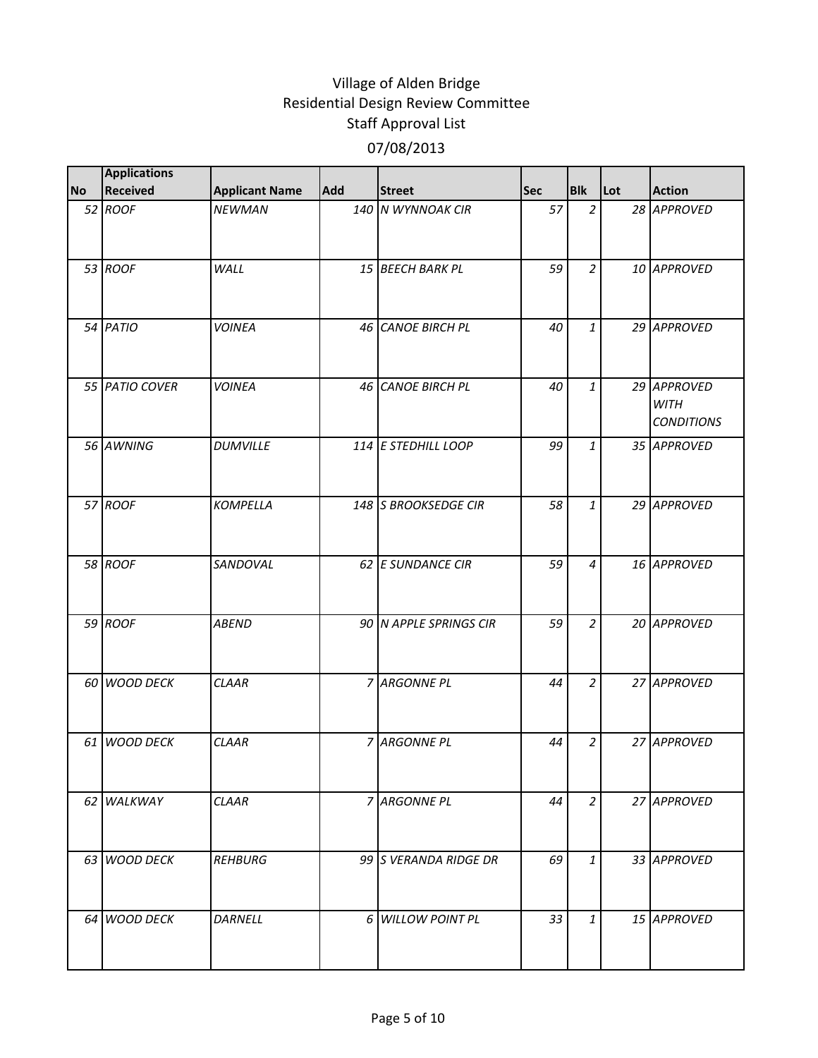Village of Alden Bridge
Residential Design Review Committee
Staff Approval List

07/08/2013

| No | Applications Received | Applicant Name | Add | Street | Sec | Blk | Lot | Action |
|---|---|---|---|---|---|---|---|---|
| 52 | ROOF | NEWMAN | 140 | N WYNNOAK CIR | 57 | 2 | 28 | APPROVED |
| 53 | ROOF | WALL | 15 | BEECH BARK PL | 59 | 2 | 10 | APPROVED |
| 54 | PATIO | VOINEA | 46 | CANOE BIRCH PL | 40 | 1 | 29 | APPROVED |
| 55 | PATIO COVER | VOINEA | 46 | CANOE BIRCH PL | 40 | 1 | 29 | APPROVED WITH CONDITIONS |
| 56 | AWNING | DUMVILLE | 114 | E STEDHILL LOOP | 99 | 1 | 35 | APPROVED |
| 57 | ROOF | KOMPELLA | 148 | S BROOKSEDGE CIR | 58 | 1 | 29 | APPROVED |
| 58 | ROOF | SANDOVAL | 62 | E SUNDANCE CIR | 59 | 4 | 16 | APPROVED |
| 59 | ROOF | ABEND | 90 | N APPLE SPRINGS CIR | 59 | 2 | 20 | APPROVED |
| 60 | WOOD DECK | CLAAR | 7 | ARGONNE PL | 44 | 2 | 27 | APPROVED |
| 61 | WOOD DECK | CLAAR | 7 | ARGONNE PL | 44 | 2 | 27 | APPROVED |
| 62 | WALKWAY | CLAAR | 7 | ARGONNE PL | 44 | 2 | 27 | APPROVED |
| 63 | WOOD DECK | REHBURG | 99 | S VERANDA RIDGE DR | 69 | 1 | 33 | APPROVED |
| 64 | WOOD DECK | DARNELL | 6 | WILLOW POINT PL | 33 | 1 | 15 | APPROVED |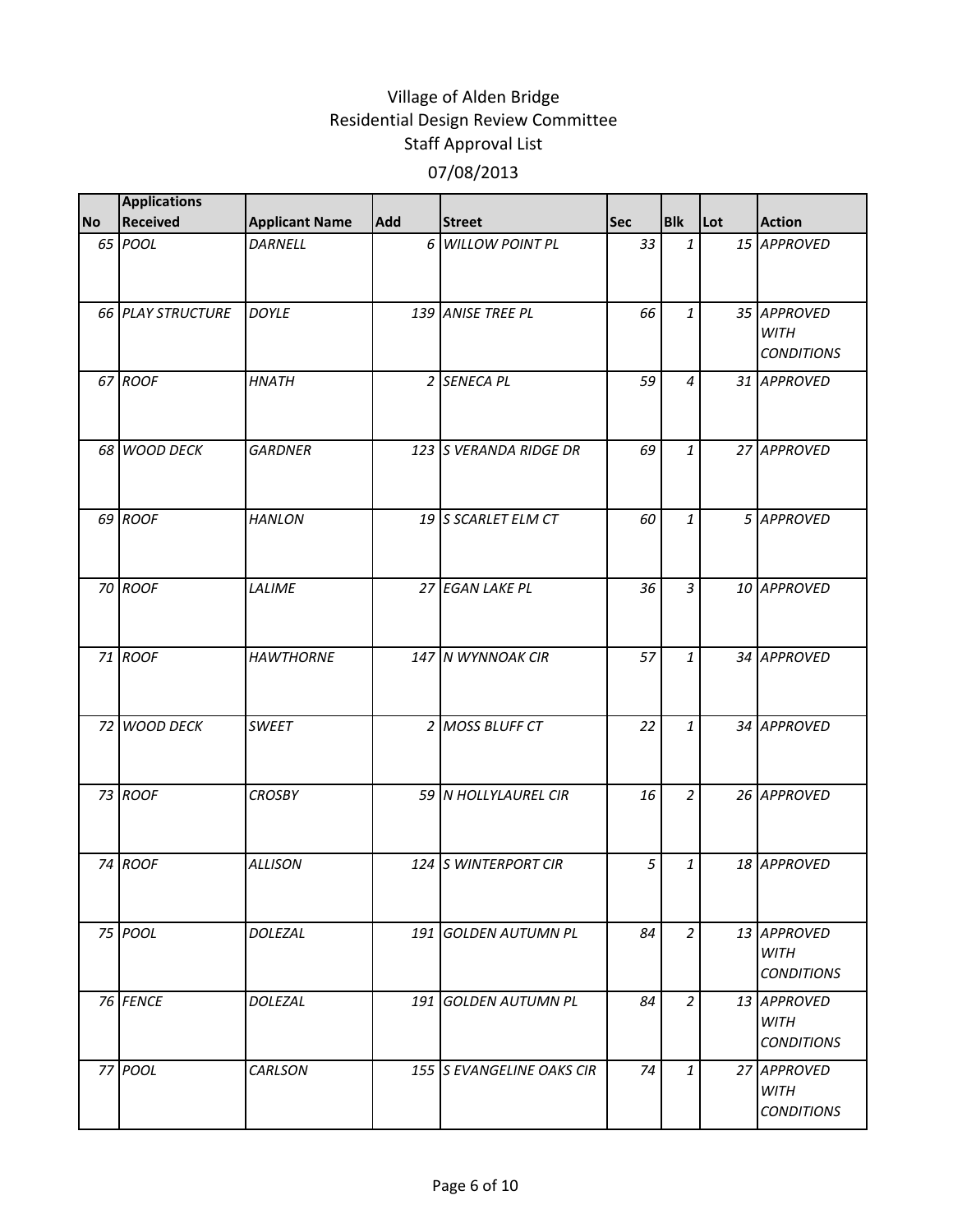# Village of Alden Bridge
## Residential Design Review Committee
## Staff Approval List
## 07/08/2013

| No | Applications Received | Applicant Name | Add | Street | Sec | Blk | Lot | Action |
|---|---|---|---|---|---|---|---|---|
| 65 | POOL | DARNELL | 6 | WILLOW POINT PL | 33 | 1 | 15 | APPROVED |
| 66 | PLAY STRUCTURE | DOYLE | 139 | ANISE TREE PL | 66 | 1 | 35 | APPROVED WITH CONDITIONS |
| 67 | ROOF | HNATH | 2 | SENECA PL | 59 | 4 | 31 | APPROVED |
| 68 | WOOD DECK | GARDNER | 123 | S VERANDA RIDGE DR | 69 | 1 | 27 | APPROVED |
| 69 | ROOF | HANLON | 19 | S SCARLET ELM CT | 60 | 1 | 5 | APPROVED |
| 70 | ROOF | LALIME | 27 | EGAN LAKE PL | 36 | 3 | 10 | APPROVED |
| 71 | ROOF | HAWTHORNE | 147 | N WYNNOAK CIR | 57 | 1 | 34 | APPROVED |
| 72 | WOOD DECK | SWEET | 2 | MOSS BLUFF CT | 22 | 1 | 34 | APPROVED |
| 73 | ROOF | CROSBY | 59 | N HOLLYLAUREL CIR | 16 | 2 | 26 | APPROVED |
| 74 | ROOF | ALLISON | 124 | S WINTERPORT CIR | 5 | 1 | 18 | APPROVED |
| 75 | POOL | DOLEZAL | 191 | GOLDEN AUTUMN PL | 84 | 2 | 13 | APPROVED WITH CONDITIONS |
| 76 | FENCE | DOLEZAL | 191 | GOLDEN AUTUMN PL | 84 | 2 | 13 | APPROVED WITH CONDITIONS |
| 77 | POOL | CARLSON | 155 | S EVANGELINE OAKS CIR | 74 | 1 | 27 | APPROVED WITH CONDITIONS |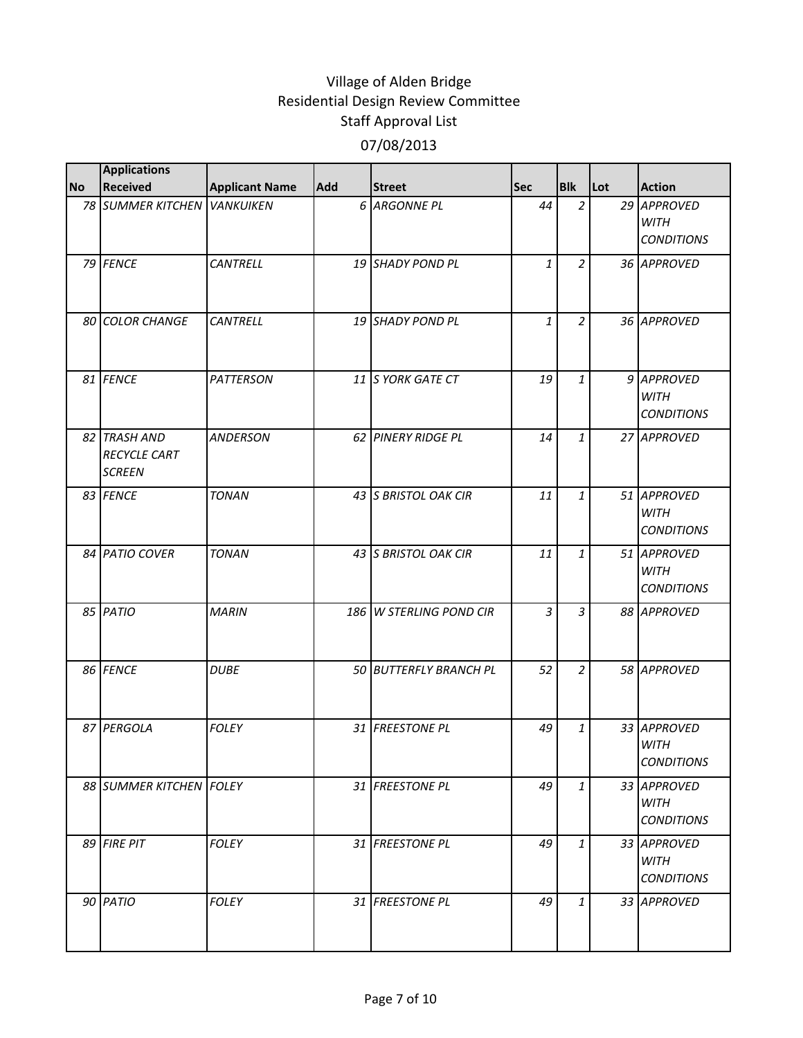# Village of Alden Bridge
## Residential Design Review Committee
## Staff Approval List
## 07/08/2013

| No | Applications Received | Applicant Name | Add | Street | Sec | Blk | Lot | Action |
|---|---|---|---|---|---|---|---|---|
| 78 | SUMMER KITCHEN | VANKUIKEN | 6 | ARGONNE PL | 44 | 2 | 29 | APPROVED WITH CONDITIONS |
| 79 | FENCE | CANTRELL | 19 | SHADY POND PL | 1 | 2 | 36 | APPROVED |
| 80 | COLOR CHANGE | CANTRELL | 19 | SHADY POND PL | 1 | 2 | 36 | APPROVED |
| 81 | FENCE | PATTERSON | 11 | S YORK GATE CT | 19 | 1 | 9 | APPROVED WITH CONDITIONS |
| 82 | TRASH AND RECYCLE CART SCREEN | ANDERSON | 62 | PINERY RIDGE PL | 14 | 1 | 27 | APPROVED |
| 83 | FENCE | TONAN | 43 | S BRISTOL OAK CIR | 11 | 1 | 51 | APPROVED WITH CONDITIONS |
| 84 | PATIO COVER | TONAN | 43 | S BRISTOL OAK CIR | 11 | 1 | 51 | APPROVED WITH CONDITIONS |
| 85 | PATIO | MARIN | 186 | W STERLING POND CIR | 3 | 3 | 88 | APPROVED |
| 86 | FENCE | DUBE | 50 | BUTTERFLY BRANCH PL | 52 | 2 | 58 | APPROVED |
| 87 | PERGOLA | FOLEY | 31 | FREESTONE PL | 49 | 1 | 33 | APPROVED WITH CONDITIONS |
| 88 | SUMMER KITCHEN | FOLEY | 31 | FREESTONE PL | 49 | 1 | 33 | APPROVED WITH CONDITIONS |
| 89 | FIRE PIT | FOLEY | 31 | FREESTONE PL | 49 | 1 | 33 | APPROVED WITH CONDITIONS |
| 90 | PATIO | FOLEY | 31 | FREESTONE PL | 49 | 1 | 33 | APPROVED |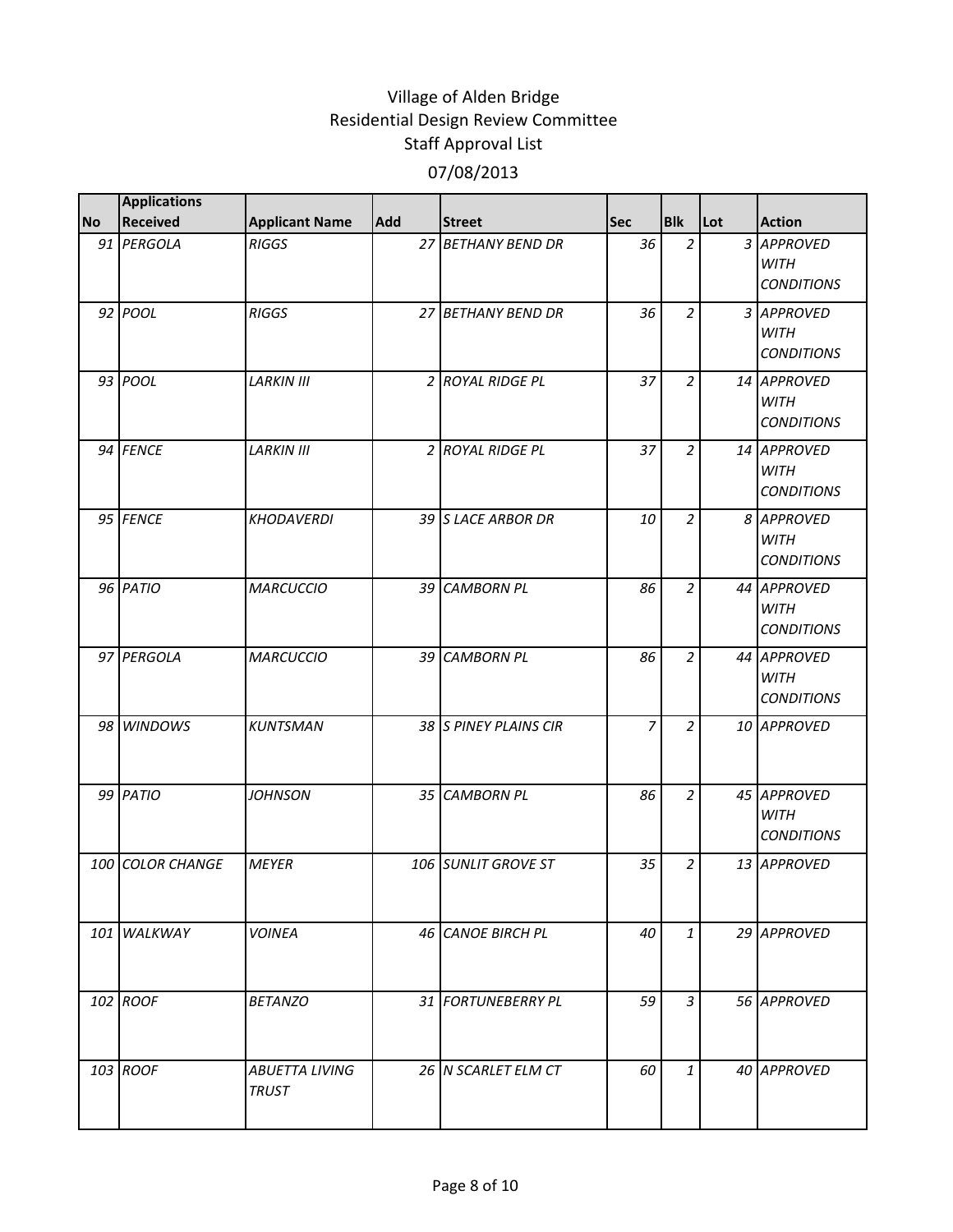# Village of Alden Bridge
## Residential Design Review Committee
## Staff Approval List
## 07/08/2013

| No | Applications Received | Applicant Name | Add | Street | Sec | Blk | Lot | Action |
|---|---|---|---|---|---|---|---|---|
| 91 | *PERGOLA* | *RIGGS* | 27 | *BETHANY BEND DR* | 36 | 2 | 3 | *APPROVED WITH CONDITIONS* |
| 92 | *POOL* | *RIGGS* | 27 | *BETHANY BEND DR* | 36 | 2 | 3 | *APPROVED WITH CONDITIONS* |
| 93 | *POOL* | *LARKIN III* | 2 | *ROYAL RIDGE PL* | 37 | 2 | 14 | *APPROVED WITH CONDITIONS* |
| 94 | *FENCE* | *LARKIN III* | 2 | *ROYAL RIDGE PL* | 37 | 2 | 14 | *APPROVED WITH CONDITIONS* |
| 95 | *FENCE* | *KHODAVERDI* | 39 | *S LACE ARBOR DR* | 10 | 2 | 8 | *APPROVED WITH CONDITIONS* |
| 96 | *PATIO* | *MARCUCCIO* | 39 | *CAMBORN PL* | 86 | 2 | 44 | *APPROVED WITH CONDITIONS* |
| 97 | *PERGOLA* | *MARCUCCIO* | 39 | *CAMBORN PL* | 86 | 2 | 44 | *APPROVED WITH CONDITIONS* |
| 98 | *WINDOWS* | *KUNTSMAN* | 38 | *S PINEY PLAINS CIR* | 7 | 2 | 10 | *APPROVED* |
| 99 | *PATIO* | *JOHNSON* | 35 | *CAMBORN PL* | 86 | 2 | 45 | *APPROVED WITH CONDITIONS* |
| 100 | *COLOR CHANGE* | *MEYER* | 106 | *SUNLIT GROVE ST* | 35 | 2 | 13 | *APPROVED* |
| 101 | *WALKWAY* | *VOINEA* | 46 | *CANOE BIRCH PL* | 40 | 1 | 29 | *APPROVED* |
| 102 | *ROOF* | *BETANZO* | 31 | *FORTUNEBERRY PL* | 59 | 3 | 56 | *APPROVED* |
| 103 | *ROOF* | *ABUETTA LIVING TRUST* | 26 | *N SCARLET ELM CT* | 60 | 1 | 40 | *APPROVED* |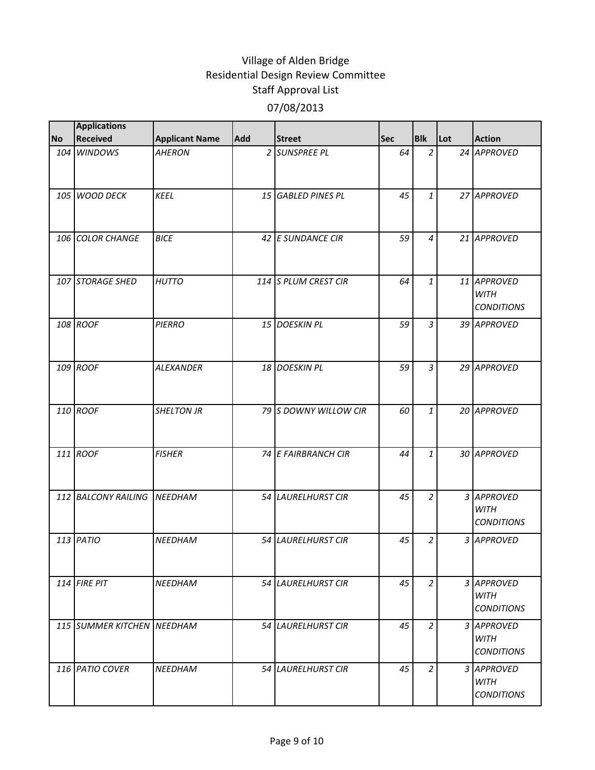# Village of Alden Bridge
## Residential Design Review Committee
### Staff Approval List
### 07/08/2013

| No | Applications Received | Applicant Name | Add | Street | Sec | Blk | Lot | Action |
|---|---|---|---|---|---|---|---|---|
| 104 | *WINDOWS* | *AHERON* | 2 | *SUNSPREE PL* | 64 | 2 | 24 | *APPROVED* |
| 105 | *WOOD DECK* | *KEEL* | 15 | *GABLED PINES PL* | 45 | 1 | 27 | *APPROVED* |
| 106 | *COLOR CHANGE* | *BICE* | 42 | *E SUNDANCE CIR* | 59 | 4 | 21 | *APPROVED* |
| 107 | *STORAGE SHED* | *HUTTO* | 114 | *S PLUM CREST CIR* | 64 | 1 | 11 | *APPROVED WITH CONDITIONS* |
| 108 | *ROOF* | *PIERRO* | 15 | *DOESKIN PL* | 59 | 3 | 39 | *APPROVED* |
| 109 | *ROOF* | *ALEXANDER* | 18 | *DOESKIN PL* | 59 | 3 | 29 | *APPROVED* |
| 110 | *ROOF* | *SHELTON JR* | 79 | *S DOWNY WILLOW CIR* | 60 | 1 | 20 | *APPROVED* |
| 111 | *ROOF* | *FISHER* | 74 | *E FAIRBRANCH CIR* | 44 | 1 | 30 | *APPROVED* |
| 112 | *BALCONY RAILING* | *NEEDHAM* | 54 | *LAURELHURST CIR* | 45 | 2 | 3 | *APPROVED WITH CONDITIONS* |
| 113 | *PATIO* | *NEEDHAM* | 54 | *LAURELHURST CIR* | 45 | 2 | 3 | *APPROVED* |
| 114 | *FIRE PIT* | *NEEDHAM* | 54 | *LAURELHURST CIR* | 45 | 2 | 3 | *APPROVED WITH CONDITIONS* |
| 115 | *SUMMER KITCHEN* | *NEEDHAM* | 54 | *LAURELHURST CIR* | 45 | 2 | 3 | *APPROVED WITH CONDITIONS* |
| 116 | *PATIO COVER* | *NEEDHAM* | 54 | *LAURELHURST CIR* | 45 | 2 | 3 | *APPROVED WITH CONDITIONS* |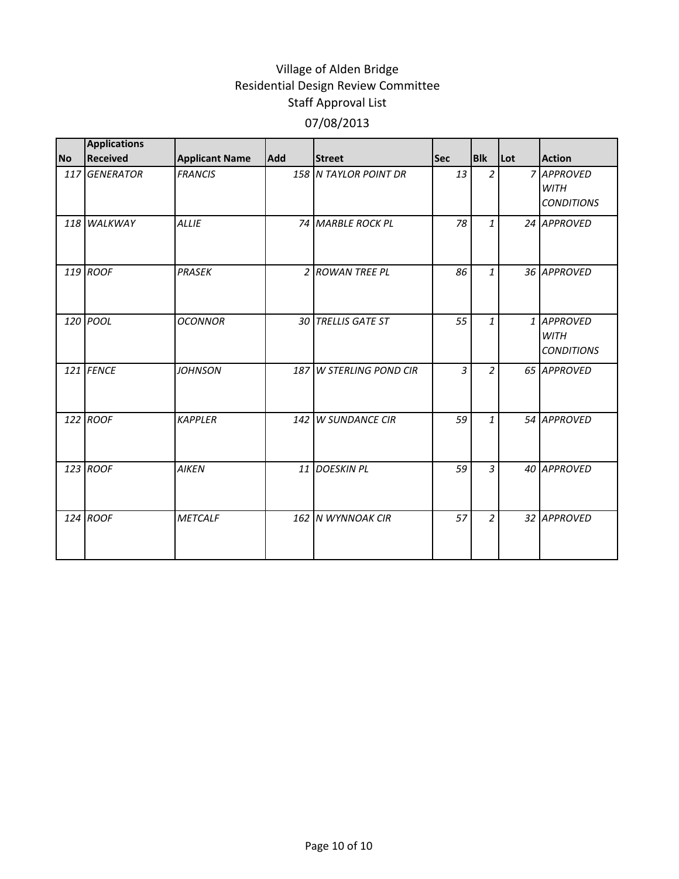# Village of Alden Bridge
## Residential Design Review Committee
### Staff Approval List
### 07/08/2013

| No | Applications Received | Applicant Name | Add | Street | Sec | Blk | Lot | Action |
|---|---|---|---|---|---|---|---|---|
| 117 | *GENERATOR* | *FRANCIS* | 158 | *N TAYLOR POINT DR* | 13 | 2 | 7 | *APPROVED WITH CONDITIONS* |
| 118 | *WALKWAY* | *ALLIE* | 74 | *MARBLE ROCK PL* | 78 | 1 | 24 | *APPROVED* |
| 119 | *ROOF* | *PRASEK* | 2 | *ROWAN TREE PL* | 86 | 1 | 36 | *APPROVED* |
| 120 | *POOL* | *OCONNOR* | 30 | *TRELLIS GATE ST* | 55 | 1 | 1 | *APPROVED WITH CONDITIONS* |
| 121 | *FENCE* | *JOHNSON* | 187 | *W STERLING POND CIR* | 3 | 2 | 65 | *APPROVED* |
| 122 | *ROOF* | *KAPPLER* | 142 | *W SUNDANCE CIR* | 59 | 1 | 54 | *APPROVED* |
| 123 | *ROOF* | *AIKEN* | 11 | *DOESKIN PL* | 59 | 3 | 40 | *APPROVED* |
| 124 | *ROOF* | *METCALF* | 162 | *N WYNNOAK CIR* | 57 | 2 | 32 | *APPROVED* |